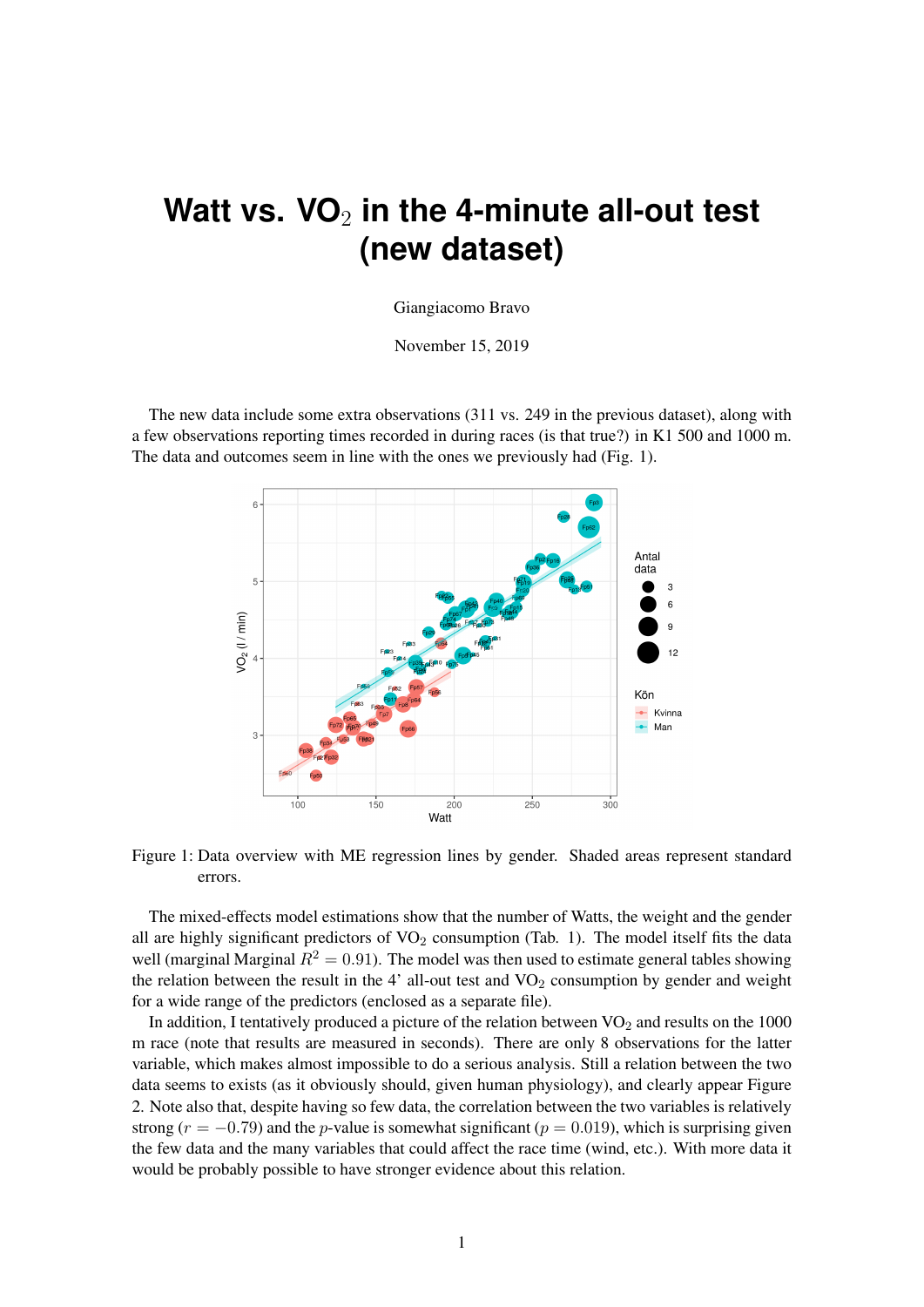# Watt vs. $VO_2$ in the 4-minute all-out test (new dataset)

Giangiacomo Bravo

November 15, 2019

The new data include some extra observations (311 vs. 249 in the previous dataset), along with a few observations reporting times recorded in during races (is that true?) in K1 500 and 1000 m. The data and outcomes seem in line with the ones we previously had (Fig. 1).

Figure 1: Data overview with ME regression lines by gender. Shaded areas represent standard errors.

The mixed-effects model estimations show that the number of Watts, the weight and the gender all are highly significant predictors of $VO_2$ consumption (Tab. 1). The model itself fits the data well (marginal Marginal $R^2 = 0.91$). The model was then used to estimate general tables showing the relation between the result in the 4' all-out test and $VO_2$ consumption by gender and weight for a wide range of the predictors (enclosed as a separate file).

In addition, I tentatively produced a picture of the relation between $VO_2$ and results on the 1000 m race (note that results are measured in seconds). There are only 8 observations for the latter variable, which makes almost impossible to do a serious analysis. Still a relation between the two data seems to exists (as it obviously should, given human physiology), and clearly appear Figure 2. Note also that, despite having so few data, the correlation between the two variables is relatively strong ($r = -0.79$) and the $p$-value is somewhat significant ($p = 0.019$), which is surprising given the few data and the many variables that could affect the race time (wind, etc.). With more data it would be probably possible to have stronger evidence about this relation.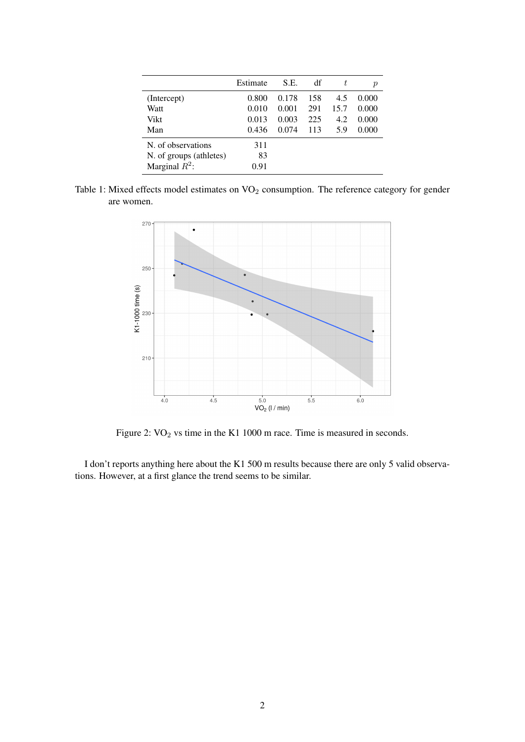| | Estimate | S.E. | df | $t$ | $p$ |
|---|---|---|---|---|---|
| (Intercept) | 0.800 | 0.178 | 158 | 4.5 | 0.000 |
| Watt | 0.010 | 0.001 | 291 | 15.7 | 0.000 |
| Vikt | 0.013 | 0.003 | 225 | 4.2 | 0.000 |
| Man | 0.436 | 0.074 | 113 | 5.9 | 0.000 |
| N. of observations | 311 | | | | |
| N. of groups (athletes) | 83 | | | | |
| Marginal $R^2$: | 0.91 | | | | |

Table 1: Mixed effects model estimates on $VO_2$ consumption. The reference category for gender are women.

270
250
230
210
K1-1000 time (s)
4.0
4.5
5.0
5.5
6.0
$VO_2$ (l / min)

Figure 2: $VO_2$ vs time in the K1 1000 m race. Time is measured in seconds.

I don't reports anything here about the K1 500 m results because there are only 5 valid observations. However, at a first glance the trend seems to be similar.